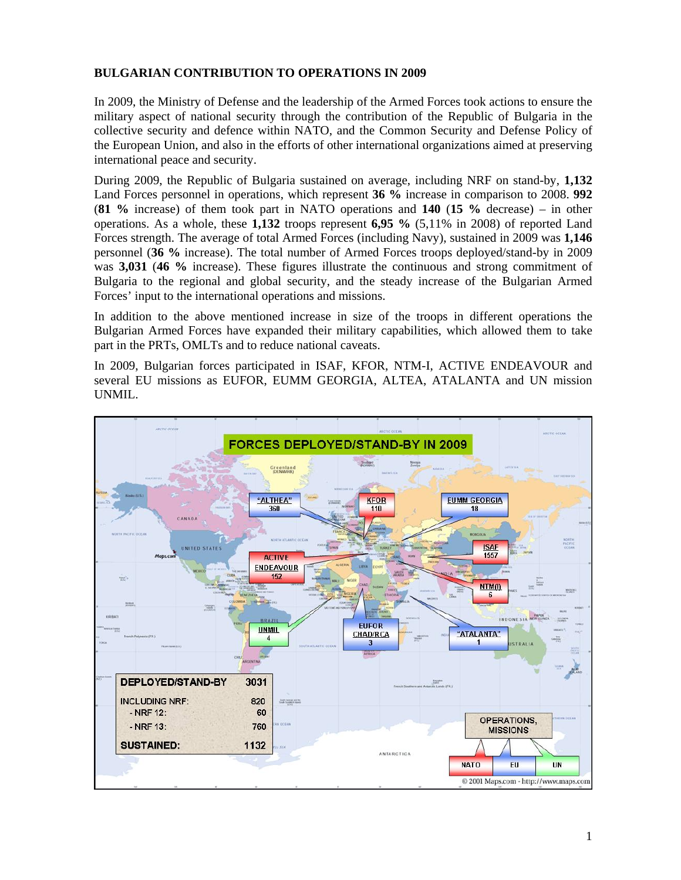**BULGARIAN CONTRIBUTION TO OPERATIONS IN 2009**

In 2009, the Ministry of Defense and the leadership of the Armed Forces took actions to ensure the military aspect of national security through the contribution of the Republic of Bulgaria in the collective security and defence within NATO, and the Common Security and Defense Policy of the European Union, and also in the efforts of other international organizations aimed at preserving international peace and security.

During 2009, the Republic of Bulgaria sustained on average, including NRF on stand-by, **1,132** Land Forces personnel in operations, which represent **36 %** increase in comparison to 2008. **992** (**81 %** increase) of them took part in NATO operations and **140** (**15 %** decrease) – in other operations. As a whole, these **1,132** troops represent **6,95 %** (5,11% in 2008) of reported Land Forces strength. The average of total Armed Forces (including Navy), sustained in 2009 was **1,146** personnel (**36 %** increase). The total number of Armed Forces troops deployed/stand-by in 2009 was **3,031** (**46 %** increase). These figures illustrate the continuous and strong commitment of Bulgaria to the regional and global security, and the steady increase of the Bulgarian Armed Forces' input to the international operations and missions.

In addition to the above mentioned increase in size of the troops in different operations the Bulgarian Armed Forces have expanded their military capabilities, which allowed them to take part in the PRTs, OMLTs and to reduce national caveats.

In 2009, Bulgarian forces participated in ISAF, KFOR, NTM-I, ACTIVE ENDEAVOUR and several EU missions as EUFOR, EUMM GEORGIA, ALTEA, ATALANTA and UN mission UNMIL.

**FORCES DEPLOYED/STAND-BY IN 2009**

| Operation / Mission | Type | Personnel |
|---|---|---|
| "ALTHEA" | EU | 360 |
| KFOR | NATO | 110 |
| EUMM GEORGIA | EU | 18 |
| ISAF | NATO | 1557 |
| ACTIVE ENDEAVOUR | NATO | 152 |
| NTM(I) | NATO | 6 |
| UNMIL | UN | 4 |
| EUFOR CHAD/RCA | EU | 3 |
| "ATALANTA" | EU | 1 |

| DEPLOYED/STAND-BY | 3031 |
|---|---|
| INCLUDING NRF: | 820 |
| - NRF 12: | 60 |
| - NRF 13: | 760 |
| **SUSTAINED:** | **1132** |

© 2001 Maps.com - http://www.maps.com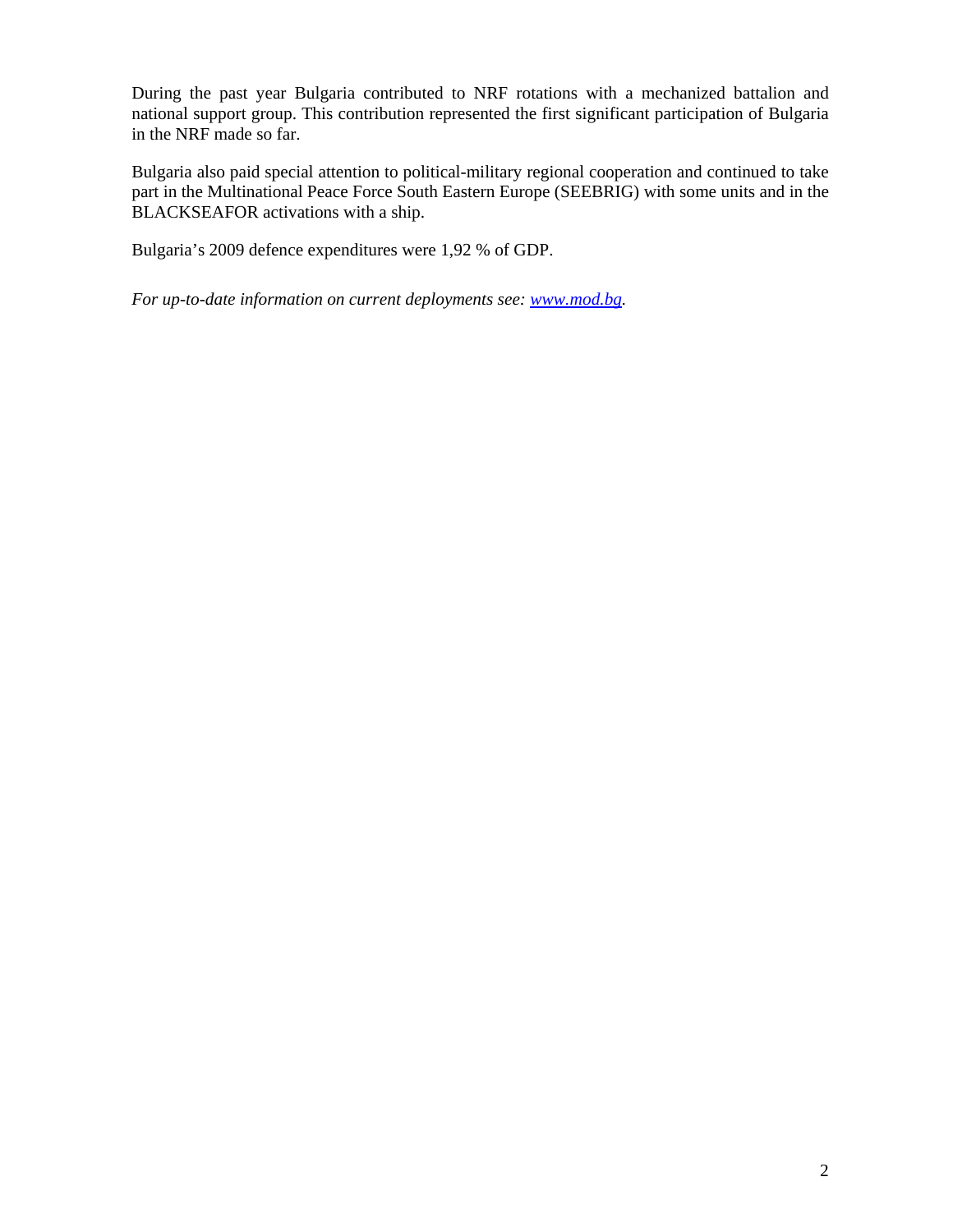During the past year Bulgaria contributed to NRF rotations with a mechanized battalion and national support group. This contribution represented the first significant participation of Bulgaria in the NRF made so far.

Bulgaria also paid special attention to political-military regional cooperation and continued to take part in the Multinational Peace Force South Eastern Europe (SEEBRIG) with some units and in the BLACKSEAFOR activations with a ship.

Bulgaria's 2009 defence expenditures were 1,92 % of GDP.

*For up-to-date information on current deployments see: [www.mod.bg](http://www.mod.bg).*